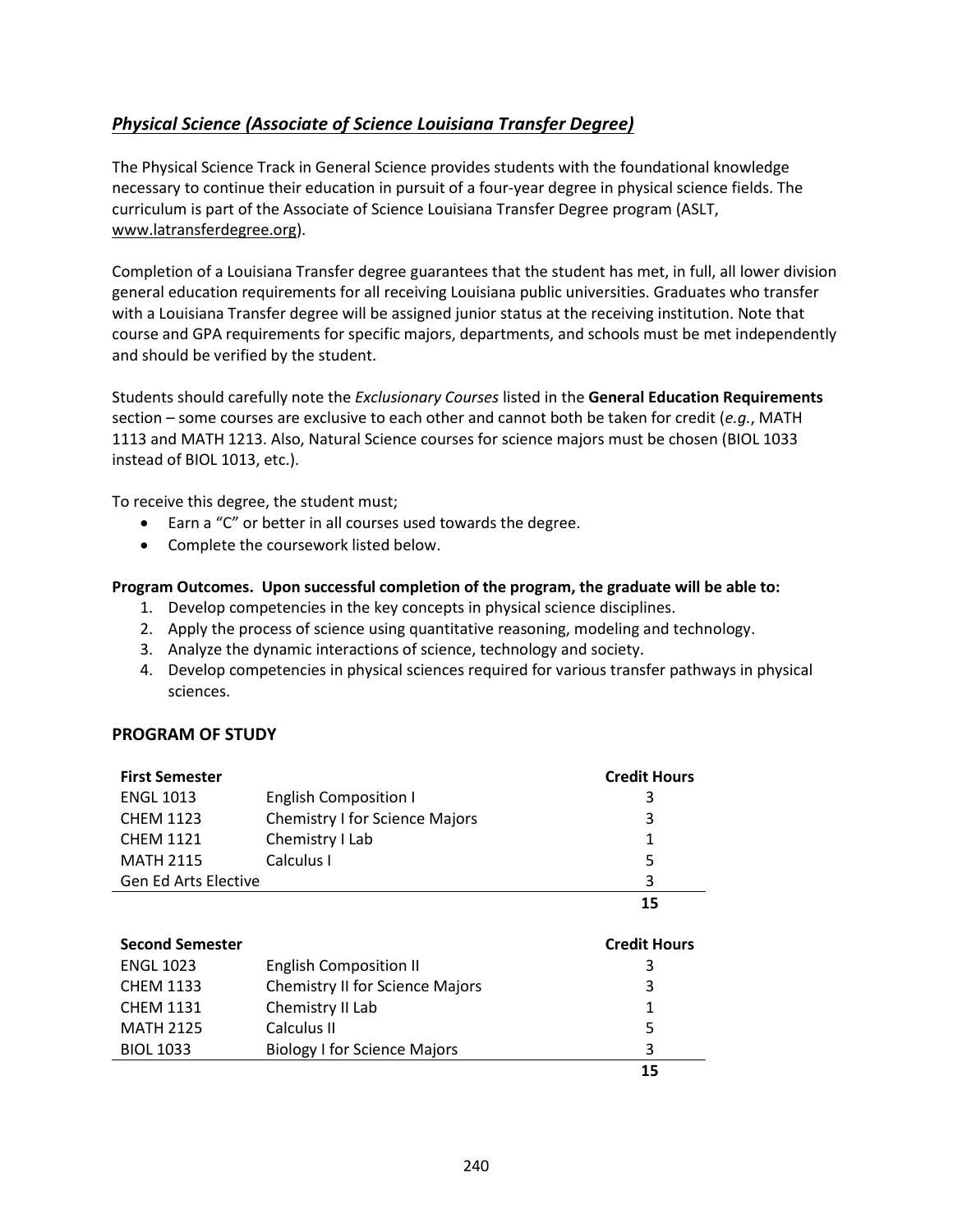## ***Physical Science (Associate of Science Louisiana Transfer Degree)***

The Physical Science Track in General Science provides students with the foundational knowledge necessary to continue their education in pursuit of a four-year degree in physical science fields. The curriculum is part of the Associate of Science Louisiana Transfer Degree program (ASLT, www.latransferdegree.org).

Completion of a Louisiana Transfer degree guarantees that the student has met, in full, all lower division general education requirements for all receiving Louisiana public universities. Graduates who transfer with a Louisiana Transfer degree will be assigned junior status at the receiving institution. Note that course and GPA requirements for specific majors, departments, and schools must be met independently and should be verified by the student.

Students should carefully note the *Exclusionary Courses* listed in the **General Education Requirements** section – some courses are exclusive to each other and cannot both be taken for credit (*e.g.*, MATH 1113 and MATH 1213. Also, Natural Science courses for science majors must be chosen (BIOL 1033 instead of BIOL 1013, etc.).

To receive this degree, the student must;

- Earn a "C" or better in all courses used towards the degree.
- Complete the coursework listed below.

**Program Outcomes. Upon successful completion of the program, the graduate will be able to:**

1. Develop competencies in the key concepts in physical science disciplines.
2. Apply the process of science using quantitative reasoning, modeling and technology.
3. Analyze the dynamic interactions of science, technology and society.
4. Develop competencies in physical sciences required for various transfer pathways in physical sciences.

### PROGRAM OF STUDY

| **First Semester** | | **Credit Hours** |
|---|---|---|
| ENGL 1013 | English Composition I | 3 |
| CHEM 1123 | Chemistry I for Science Majors | 3 |
| CHEM 1121 | Chemistry I Lab | 1 |
| MATH 2115 | Calculus I | 5 |
| Gen Ed Arts Elective | | 3 |
| | | **15** |

| **Second Semester** | | **Credit Hours** |
|---|---|---|
| ENGL 1023 | English Composition II | 3 |
| CHEM 1133 | Chemistry II for Science Majors | 3 |
| CHEM 1131 | Chemistry II Lab | 1 |
| MATH 2125 | Calculus II | 5 |
| BIOL 1033 | Biology I for Science Majors | 3 |
| | | **15** |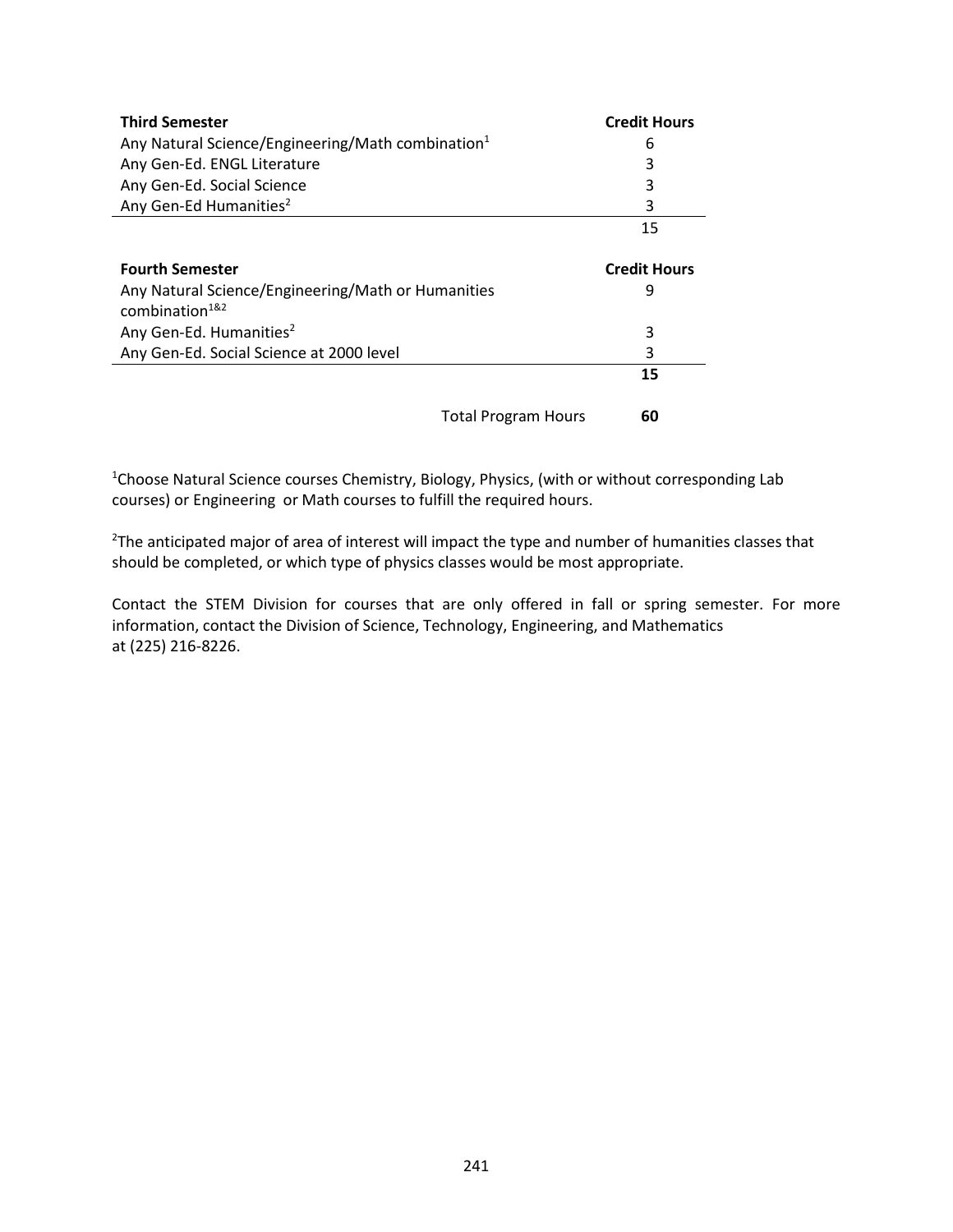| Third Semester | Credit Hours |
|---|---|
| Any Natural Science/Engineering/Math combination[1] | 6 |
| Any Gen-Ed. ENGL Literature | 3 |
| Any Gen-Ed. Social Science | 3 |
| Any Gen-Ed Humanities[2] | 3 |
| | 15 |

| Fourth Semester | Credit Hours |
|---|---|
| Any Natural Science/Engineering/Math or Humanities combination[1&2] | 9 |
| Any Gen-Ed. Humanities[2] | 3 |
| Any Gen-Ed. Social Science at 2000 level | 3 |
| | **15** |
| Total Program Hours | **60** |

[1]Choose Natural Science courses Chemistry, Biology, Physics, (with or without corresponding Lab courses) or Engineering or Math courses to fulfill the required hours.

[2]The anticipated major of area of interest will impact the type and number of humanities classes that should be completed, or which type of physics classes would be most appropriate.

Contact the STEM Division for courses that are only offered in fall or spring semester. For more information, contact the Division of Science, Technology, Engineering, and Mathematics at (225) 216-8226.